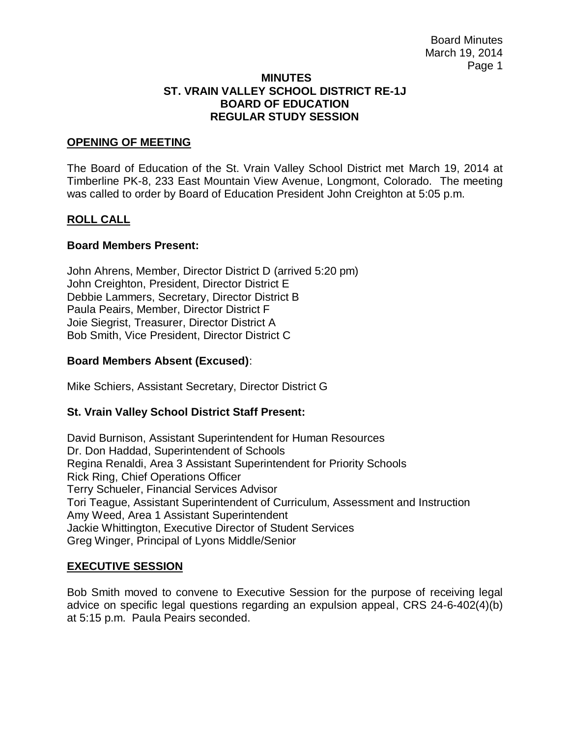# MINUTES
# ST. VRAIN VALLEY SCHOOL DISTRICT RE-1J
# BOARD OF EDUCATION
# REGULAR STUDY SESSION

## OPENING OF MEETING

The Board of Education of the St. Vrain Valley School District met March 19, 2014 at Timberline PK-8, 233 East Mountain View Avenue, Longmont, Colorado. The meeting was called to order by Board of Education President John Creighton at 5:05 p.m.

## ROLL CALL

**Board Members Present:**

John Ahrens, Member, Director District D (arrived 5:20 pm)
John Creighton, President, Director District E
Debbie Lammers, Secretary, Director District B
Paula Peairs, Member, Director District F
Joie Siegrist, Treasurer, Director District A
Bob Smith, Vice President, Director District C

**Board Members Absent (Excused)**:

Mike Schiers, Assistant Secretary, Director District G

**St. Vrain Valley School District Staff Present:**

David Burnison, Assistant Superintendent for Human Resources
Dr. Don Haddad, Superintendent of Schools
Regina Renaldi, Area 3 Assistant Superintendent for Priority Schools
Rick Ring, Chief Operations Officer
Terry Schueler, Financial Services Advisor
Tori Teague, Assistant Superintendent of Curriculum, Assessment and Instruction
Amy Weed, Area 1 Assistant Superintendent
Jackie Whittington, Executive Director of Student Services
Greg Winger, Principal of Lyons Middle/Senior

## EXECUTIVE SESSION

Bob Smith moved to convene to Executive Session for the purpose of receiving legal advice on specific legal questions regarding an expulsion appeal, CRS 24-6-402(4)(b) at 5:15 p.m. Paula Peairs seconded.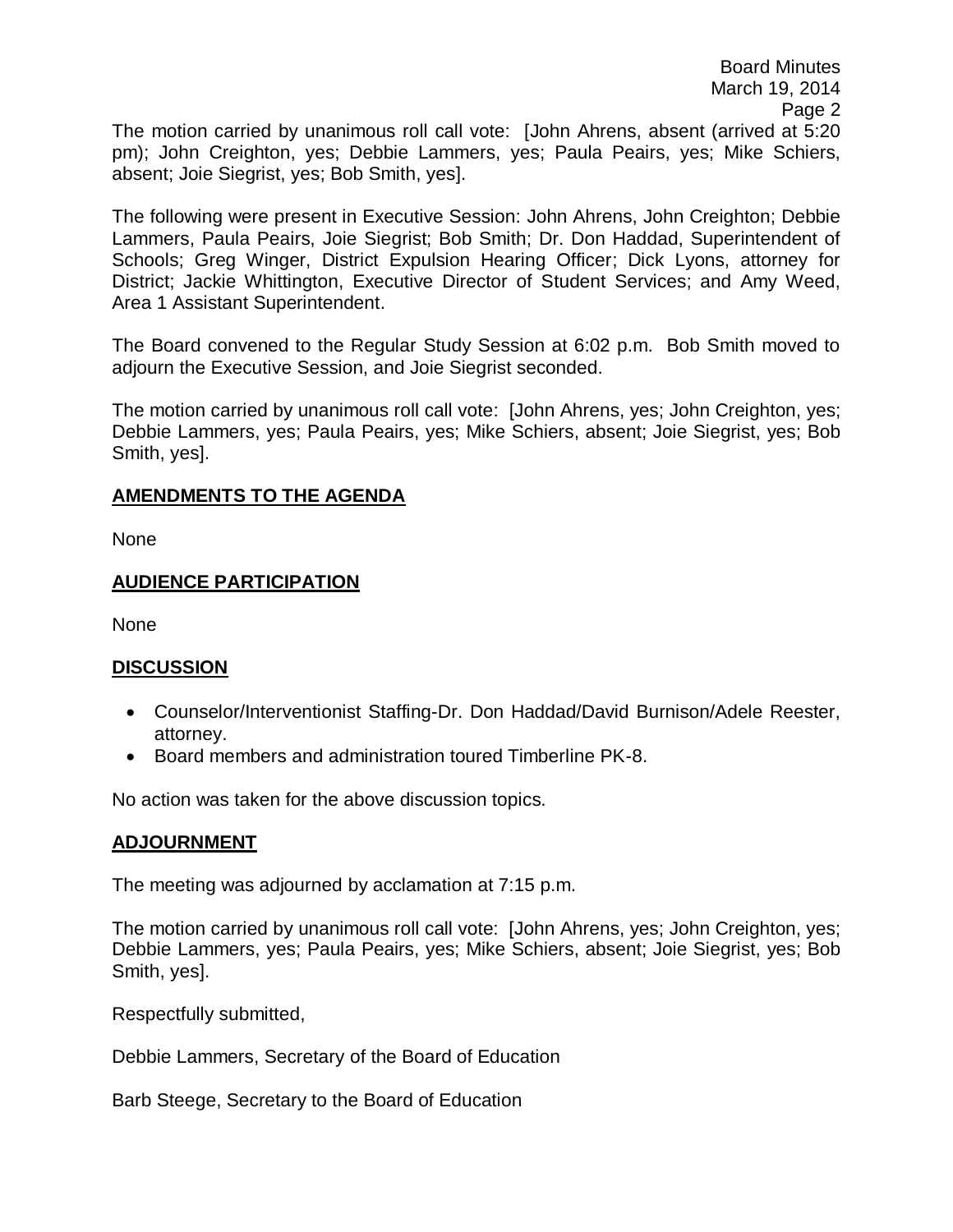The motion carried by unanimous roll call vote: [John Ahrens, absent (arrived at 5:20 pm); John Creighton, yes; Debbie Lammers, yes; Paula Peairs, yes; Mike Schiers, absent; Joie Siegrist, yes; Bob Smith, yes].

The following were present in Executive Session: John Ahrens, John Creighton; Debbie Lammers, Paula Peairs, Joie Siegrist; Bob Smith; Dr. Don Haddad, Superintendent of Schools; Greg Winger, District Expulsion Hearing Officer; Dick Lyons, attorney for District; Jackie Whittington, Executive Director of Student Services; and Amy Weed, Area 1 Assistant Superintendent.

The Board convened to the Regular Study Session at 6:02 p.m. Bob Smith moved to adjourn the Executive Session, and Joie Siegrist seconded.

The motion carried by unanimous roll call vote: [John Ahrens, yes; John Creighton, yes; Debbie Lammers, yes; Paula Peairs, yes; Mike Schiers, absent; Joie Siegrist, yes; Bob Smith, yes].

## AMENDMENTS TO THE AGENDA

None

## AUDIENCE PARTICIPATION

None

## DISCUSSION

- Counselor/Interventionist Staffing-Dr. Don Haddad/David Burnison/Adele Reester, attorney.
- Board members and administration toured Timberline PK-8.

No action was taken for the above discussion topics.

## ADJOURNMENT

The meeting was adjourned by acclamation at 7:15 p.m.

The motion carried by unanimous roll call vote: [John Ahrens, yes; John Creighton, yes; Debbie Lammers, yes; Paula Peairs, yes; Mike Schiers, absent; Joie Siegrist, yes; Bob Smith, yes].

Respectfully submitted,

Debbie Lammers, Secretary of the Board of Education

Barb Steege, Secretary to the Board of Education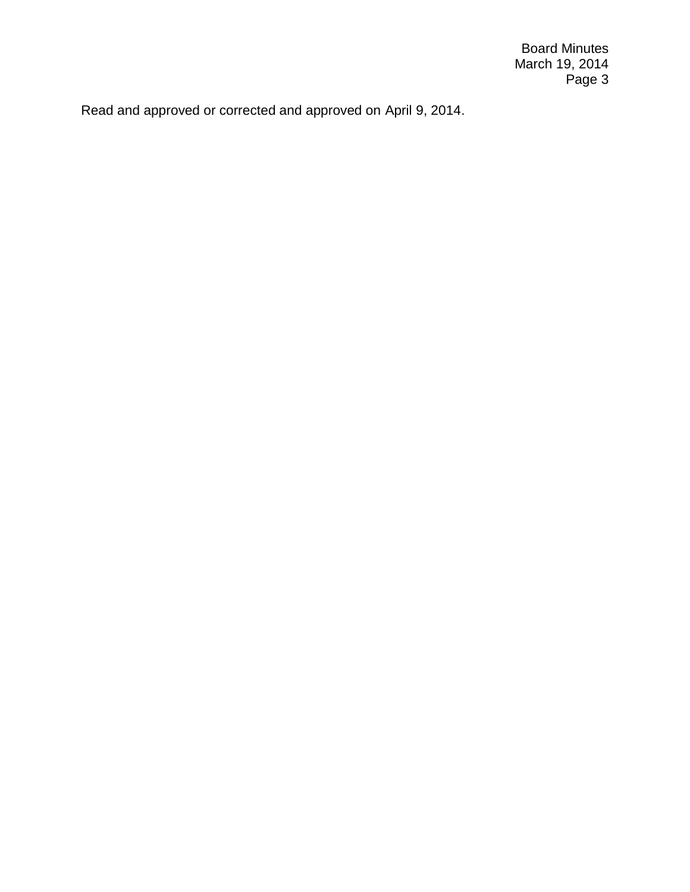Read and approved or corrected and approved on April 9, 2014.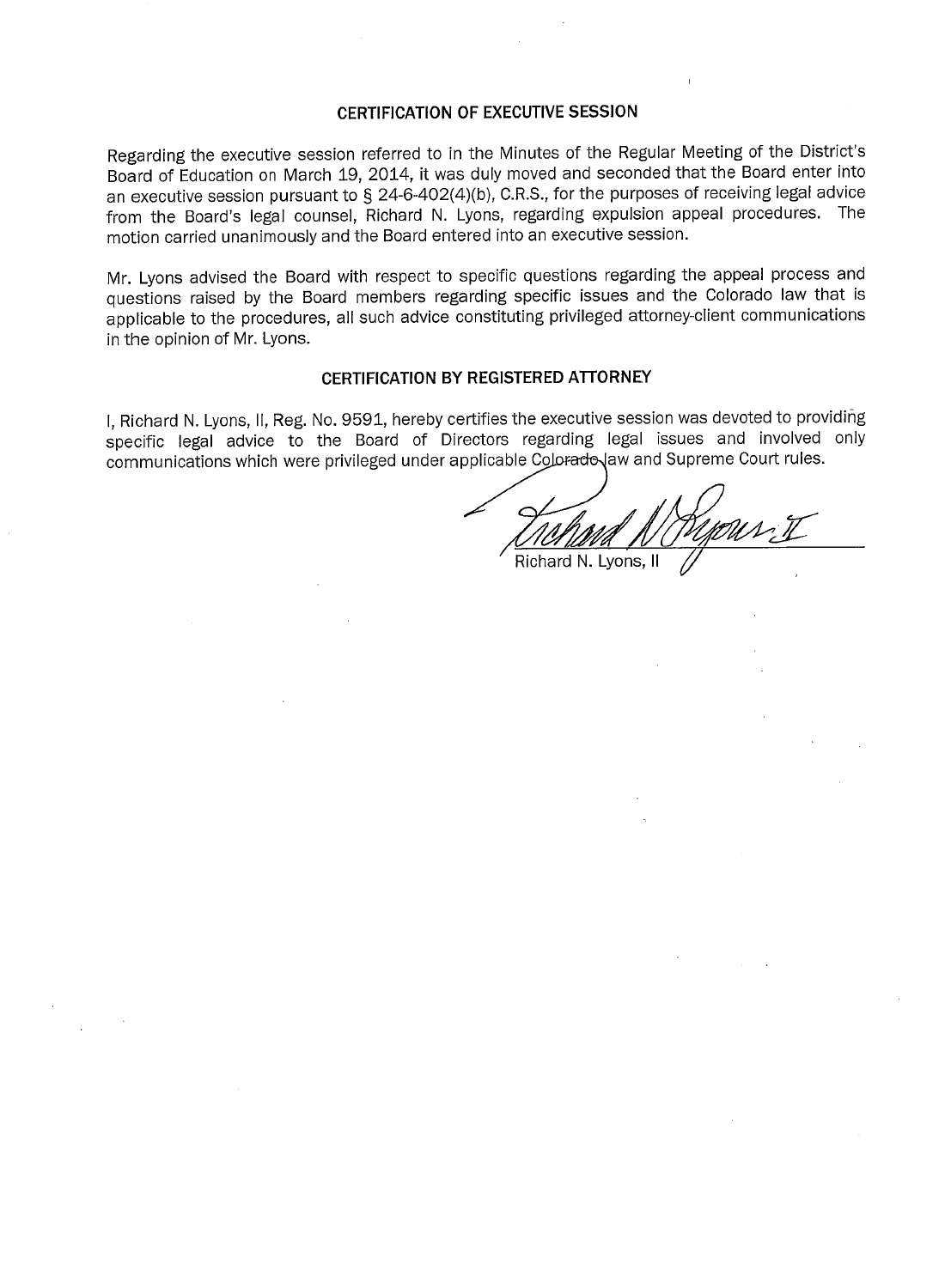## CERTIFICATION OF EXECUTIVE SESSION

Regarding the executive session referred to in the Minutes of the Regular Meeting of the District's Board of Education on March 19, 2014, it was duly moved and seconded that the Board enter into an executive session pursuant to § 24-6-402(4)(b), C.R.S., for the purposes of receiving legal advice from the Board's legal counsel, Richard N. Lyons, regarding expulsion appeal procedures. The motion carried unanimously and the Board entered into an executive session.

Mr. Lyons advised the Board with respect to specific questions regarding the appeal process and questions raised by the Board members regarding specific issues and the Colorado law that is applicable to the procedures, all such advice constituting privileged attorney-client communications in the opinion of Mr. Lyons.

## CERTIFICATION BY REGISTERED ATTORNEY

I, Richard N. Lyons, II, Reg. No. 9591, hereby certifies the executive session was devoted to providing specific legal advice to the Board of Directors regarding legal issues and involved only communications which were privileged under applicable Colorado law and Supreme Court rules.

Richard N. Lyons, II